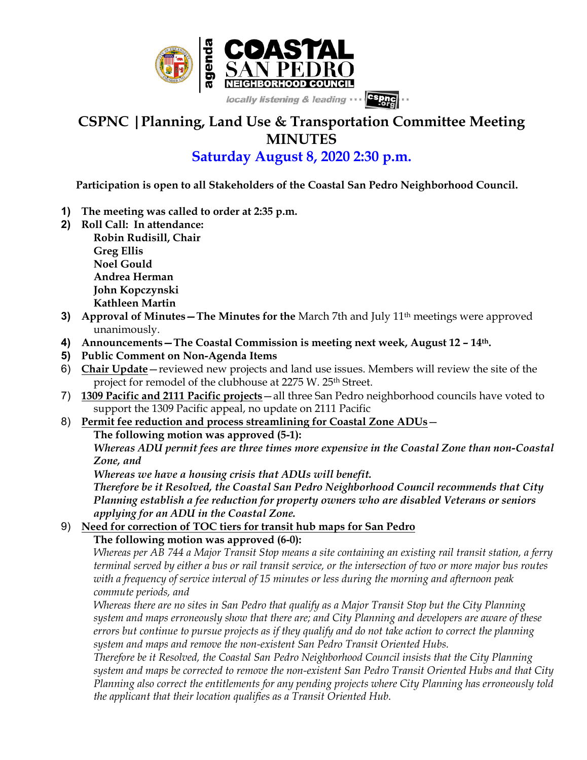# CSPNC | Planning, Land Use & Transportation Committee Meeting MINUTES

## Saturday August 8, 2020 2:30 p.m.

**Participation is open to all Stakeholders of the Coastal San Pedro Neighborhood Council.**

1) **The meeting was called to order at 2:35 p.m.**
2) **Roll Call: In attendance:**
   **Robin Rudisill, Chair**
   **Greg Ellis**
   **Noel Gould**
   **Andrea Herman**
   **John Kopczynski**
   **Kathleen Martin**
3) **Approval of Minutes—The Minutes for the** March 7th and July 11th meetings were approved unanimously.
4) **Announcements—The Coastal Commission is meeting next week, August 12 – 14th.**
5) **Public Comment on Non-Agenda Items**
6) **Chair Update**—reviewed new projects and land use issues. Members will review the site of the project for remodel of the clubhouse at 2275 W. 25th Street.
7) **1309 Pacific and 2111 Pacific projects**—all three San Pedro neighborhood councils have voted to support the 1309 Pacific appeal, no update on 2111 Pacific
8) **Permit fee reduction and process streamlining for Coastal Zone ADUs**—
   **The following motion was approved (5-1):**
   ***Whereas ADU permit fees are three times more expensive in the Coastal Zone than non-Coastal Zone, and***
   ***Whereas we have a housing crisis that ADUs will benefit.***
   ***Therefore be it Resolved, the Coastal San Pedro Neighborhood Council recommends that City Planning establish a fee reduction for property owners who are disabled Veterans or seniors applying for an ADU in the Coastal Zone.***
9) **Need for correction of TOC tiers for transit hub maps for San Pedro**
   **The following motion was approved (6-0):**
   *Whereas per AB 744 a Major Transit Stop means a site containing an existing rail transit station, a ferry terminal served by either a bus or rail transit service, or the intersection of two or more major bus routes with a frequency of service interval of 15 minutes or less during the morning and afternoon peak commute periods, and*
   *Whereas there are no sites in San Pedro that qualify as a Major Transit Stop but the City Planning system and maps erroneously show that there are; and City Planning and developers are aware of these errors but continue to pursue projects as if they qualify and do not take action to correct the planning system and maps and remove the non-existent San Pedro Transit Oriented Hubs.*
   *Therefore be it Resolved, the Coastal San Pedro Neighborhood Council insists that the City Planning system and maps be corrected to remove the non-existent San Pedro Transit Oriented Hubs and that City Planning also correct the entitlements for any pending projects where City Planning has erroneously told the applicant that their location qualifies as a Transit Oriented Hub.*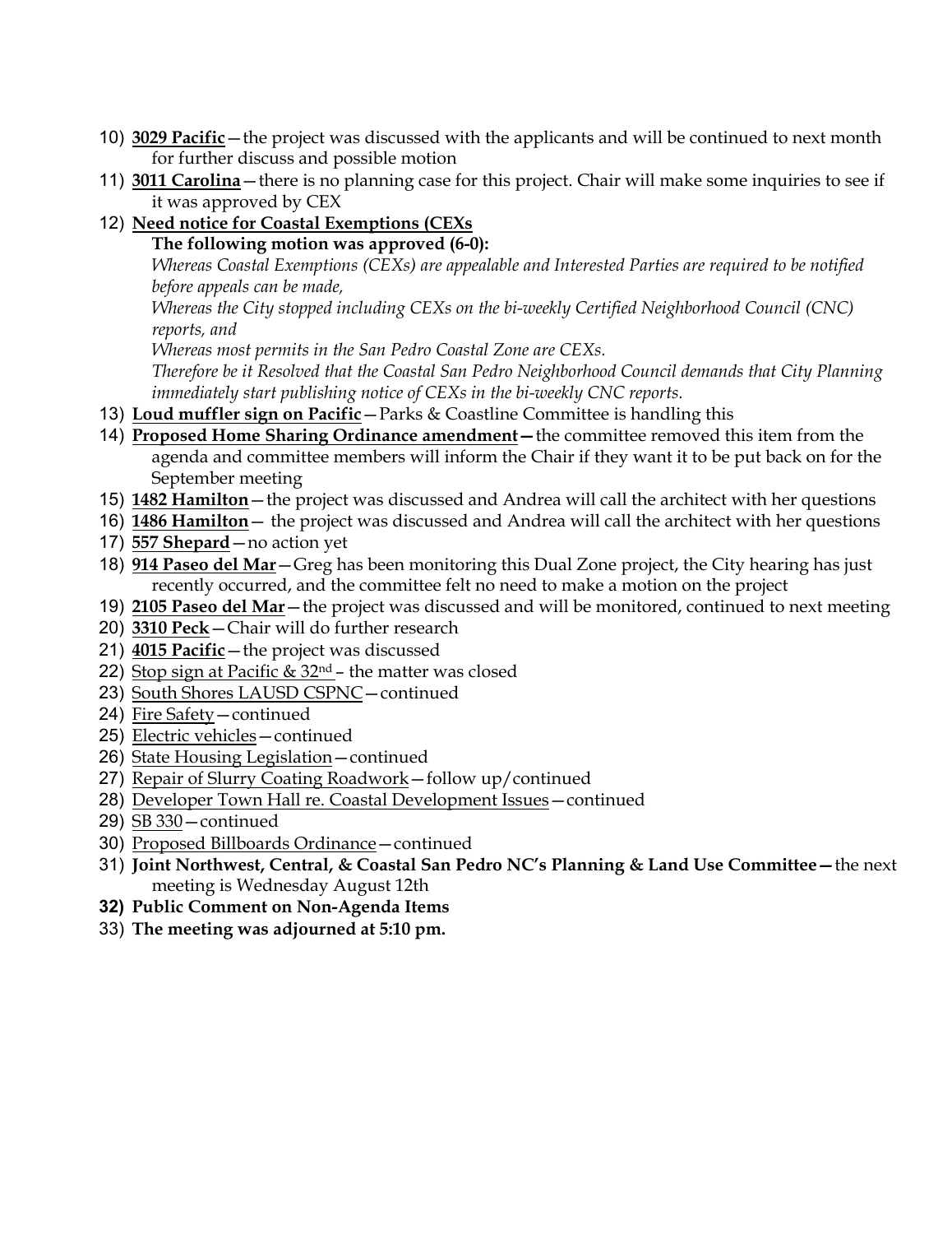10) **<u>3029 Pacific</u>**—the project was discussed with the applicants and will be continued to next month for further discuss and possible motion
11) **<u>3011 Carolina</u>**—there is no planning case for this project. Chair will make some inquiries to see if it was approved by CEX
12) **<u>Need notice for Coastal Exemptions (CEXs</u>**

    **The following motion was approved (6-0):**

    *Whereas Coastal Exemptions (CEXs) are appealable and Interested Parties are required to be notified before appeals can be made,*

    *Whereas the City stopped including CEXs on the bi-weekly Certified Neighborhood Council (CNC) reports, and*

    *Whereas most permits in the San Pedro Coastal Zone are CEXs.*

    *Therefore be it Resolved that the Coastal San Pedro Neighborhood Council demands that City Planning immediately start publishing notice of CEXs in the bi-weekly CNC reports.*
13) **<u>Loud muffler sign on Pacific</u>**—Parks & Coastline Committee is handling this
14) **<u>Proposed Home Sharing Ordinance amendment</u>—**the committee removed this item from the agenda and committee members will inform the Chair if they want it to be put back on for the September meeting
15) **<u>1482 Hamilton</u>**—the project was discussed and Andrea will call the architect with her questions
16) **<u>1486 Hamilton</u>**— the project was discussed and Andrea will call the architect with her questions
17) **<u>557 Shepard</u>**—no action yet
18) **<u>914 Paseo del Mar</u>**—Greg has been monitoring this Dual Zone project, the City hearing has just recently occurred, and the committee felt no need to make a motion on the project
19) **<u>2105 Paseo del Mar</u>**—the project was discussed and will be monitored, continued to next meeting
20) **<u>3310 Peck</u>**—Chair will do further research
21) **<u>4015 Pacific</u>**—the project was discussed
22) <u>Stop sign at Pacific & 32nd</u> – the matter was closed
23) <u>South Shores LAUSD CSPNC</u>—continued
24) <u>Fire Safety</u>—continued
25) <u>Electric vehicles</u>—continued
26) <u>State Housing Legislation</u>—continued
27) <u>Repair of Slurry Coating Roadwork</u>—follow up/continued
28) <u>Developer Town Hall re. Coastal Development Issues</u>—continued
29) <u>SB 330</u>—continued
30) <u>Proposed Billboards Ordinance</u>—continued
31) **Joint Northwest, Central, & Coastal San Pedro NC's Planning & Land Use Committee—**the next meeting is Wednesday August 12th
32) **Public Comment on Non-Agenda Items**
33) **The meeting was adjourned at 5:10 pm.**